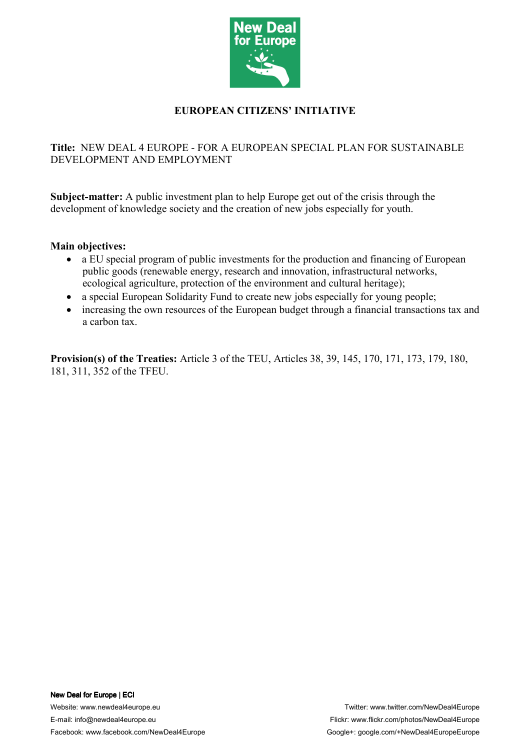# EUROPEAN CITIZENS' INITIATIVE

**Title:** NEW DEAL 4 EUROPE - FOR A EUROPEAN SPECIAL PLAN FOR SUSTAINABLE DEVELOPMENT AND EMPLOYMENT

**Subject-matter:** A public investment plan to help Europe get out of the crisis through the development of knowledge society and the creation of new jobs especially for youth.

**Main objectives:**

- a EU special program of public investments for the production and financing of European public goods (renewable energy, research and innovation, infrastructural networks, ecological agriculture, protection of the environment and cultural heritage);
- a special European Solidarity Fund to create new jobs especially for young people;
- increasing the own resources of the European budget through a financial transactions tax and a carbon tax.

**Provision(s) of the Treaties:** Article 3 of the TEU, Articles 38, 39, 145, 170, 171, 173, 179, 180, 181, 311, 352 of the TFEU.

**New Deal for Europe | ECI**

Website: www.newdeal4europe.eu
E-mail: info@newdeal4europe.eu
Facebook: www.facebook.com/NewDeal4Europe
Twitter: www.twitter.com/NewDeal4Europe
Flickr: www.flickr.com/photos/NewDeal4Europe
Google+: google.com/+NewDeal4EuropeEurope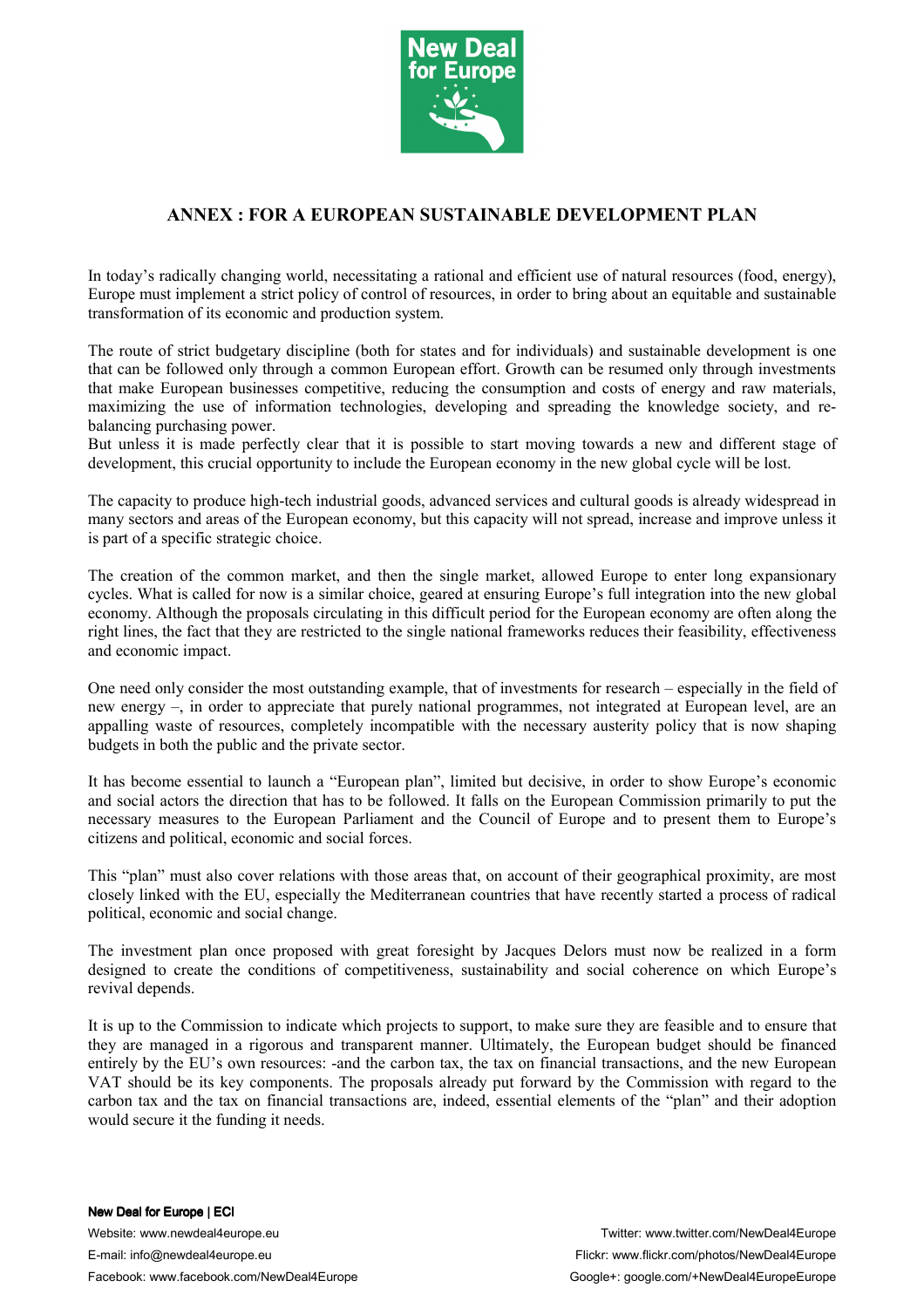## ANNEX : FOR A EUROPEAN SUSTAINABLE DEVELOPMENT PLAN

In today's radically changing world, necessitating a rational and efficient use of natural resources (food, energy), Europe must implement a strict policy of control of resources, in order to bring about an equitable and sustainable transformation of its economic and production system.

The route of strict budgetary discipline (both for states and for individuals) and sustainable development is one that can be followed only through a common European effort. Growth can be resumed only through investments that make European businesses competitive, reducing the consumption and costs of energy and raw materials, maximizing the use of information technologies, developing and spreading the knowledge society, and re-balancing purchasing power.

But unless it is made perfectly clear that it is possible to start moving towards a new and different stage of development, this crucial opportunity to include the European economy in the new global cycle will be lost.

The capacity to produce high-tech industrial goods, advanced services and cultural goods is already widespread in many sectors and areas of the European economy, but this capacity will not spread, increase and improve unless it is part of a specific strategic choice.

The creation of the common market, and then the single market, allowed Europe to enter long expansionary cycles. What is called for now is a similar choice, geared at ensuring Europe's full integration into the new global economy. Although the proposals circulating in this difficult period for the European economy are often along the right lines, the fact that they are restricted to the single national frameworks reduces their feasibility, effectiveness and economic impact.

One need only consider the most outstanding example, that of investments for research – especially in the field of new energy –, in order to appreciate that purely national programmes, not integrated at European level, are an appalling waste of resources, completely incompatible with the necessary austerity policy that is now shaping budgets in both the public and the private sector.

It has become essential to launch a "European plan", limited but decisive, in order to show Europe's economic and social actors the direction that has to be followed. It falls on the European Commission primarily to put the necessary measures to the European Parliament and the Council of Europe and to present them to Europe's citizens and political, economic and social forces.

This "plan" must also cover relations with those areas that, on account of their geographical proximity, are most closely linked with the EU, especially the Mediterranean countries that have recently started a process of radical political, economic and social change.

The investment plan once proposed with great foresight by Jacques Delors must now be realized in a form designed to create the conditions of competitiveness, sustainability and social coherence on which Europe's revival depends.

It is up to the Commission to indicate which projects to support, to make sure they are feasible and to ensure that they are managed in a rigorous and transparent manner. Ultimately, the European budget should be financed entirely by the EU's own resources: -and the carbon tax, the tax on financial transactions, and the new European VAT should be its key components. The proposals already put forward by the Commission with regard to the carbon tax and the tax on financial transactions are, indeed, essential elements of the "plan" and their adoption would secure it the funding it needs.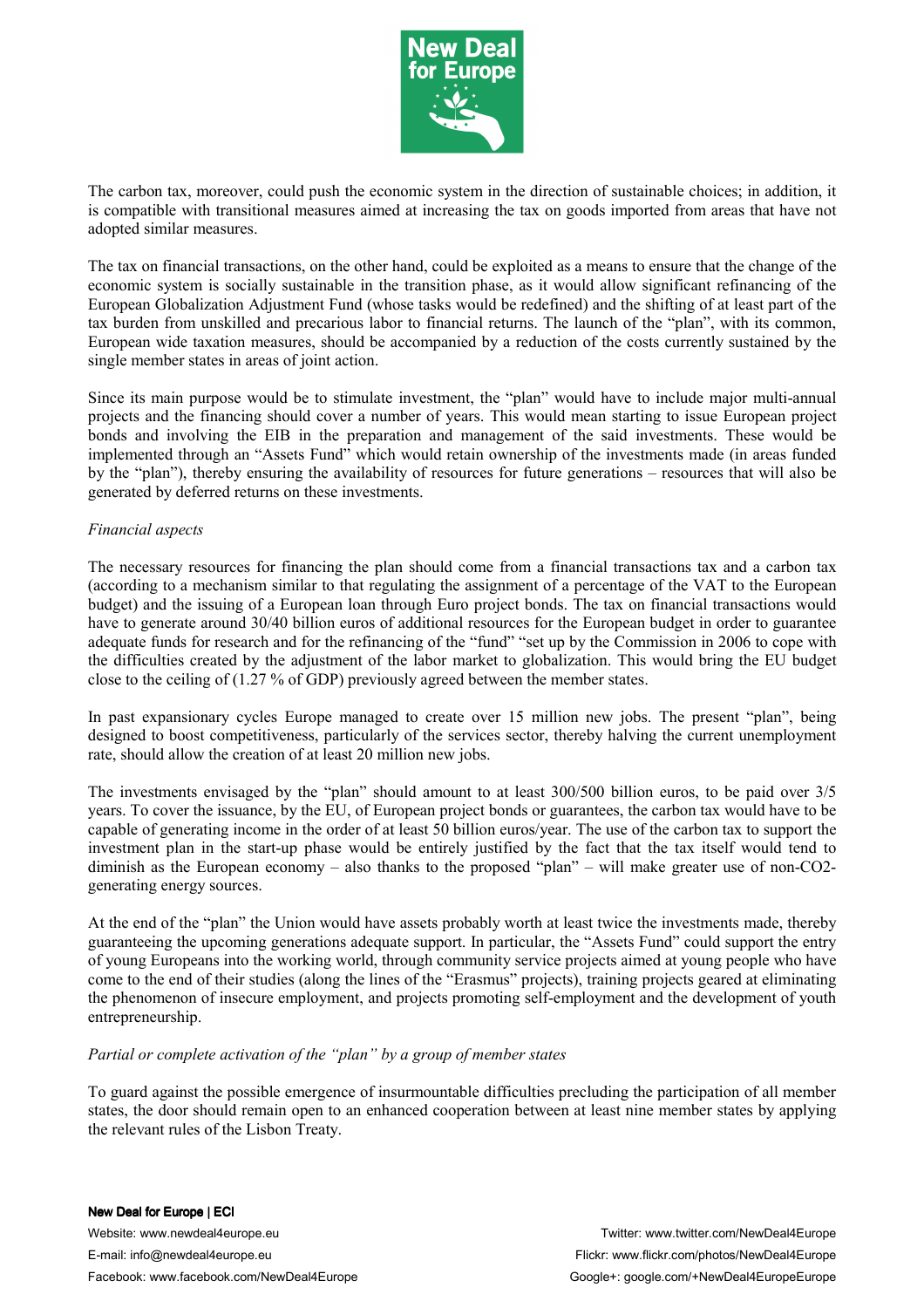The carbon tax, moreover, could push the economic system in the direction of sustainable choices; in addition, it is compatible with transitional measures aimed at increasing the tax on goods imported from areas that have not adopted similar measures.

The tax on financial transactions, on the other hand, could be exploited as a means to ensure that the change of the economic system is socially sustainable in the transition phase, as it would allow significant refinancing of the European Globalization Adjustment Fund (whose tasks would be redefined) and the shifting of at least part of the tax burden from unskilled and precarious labor to financial returns. The launch of the "plan", with its common, European wide taxation measures, should be accompanied by a reduction of the costs currently sustained by the single member states in areas of joint action.

Since its main purpose would be to stimulate investment, the "plan" would have to include major multi-annual projects and the financing should cover a number of years. This would mean starting to issue European project bonds and involving the EIB in the preparation and management of the said investments. These would be implemented through an "Assets Fund" which would retain ownership of the investments made (in areas funded by the "plan"), thereby ensuring the availability of resources for future generations – resources that will also be generated by deferred returns on these investments.

*Financial aspects*

The necessary resources for financing the plan should come from a financial transactions tax and a carbon tax (according to a mechanism similar to that regulating the assignment of a percentage of the VAT to the European budget) and the issuing of a European loan through Euro project bonds. The tax on financial transactions would have to generate around 30/40 billion euros of additional resources for the European budget in order to guarantee adequate funds for research and for the refinancing of the "fund" "set up by the Commission in 2006 to cope with the difficulties created by the adjustment of the labor market to globalization. This would bring the EU budget close to the ceiling of (1.27 % of GDP) previously agreed between the member states.

In past expansionary cycles Europe managed to create over 15 million new jobs. The present "plan", being designed to boost competitiveness, particularly of the services sector, thereby halving the current unemployment rate, should allow the creation of at least 20 million new jobs.

The investments envisaged by the "plan" should amount to at least 300/500 billion euros, to be paid over 3/5 years. To cover the issuance, by the EU, of European project bonds or guarantees, the carbon tax would have to be capable of generating income in the order of at least 50 billion euros/year. The use of the carbon tax to support the investment plan in the start-up phase would be entirely justified by the fact that the tax itself would tend to diminish as the European economy – also thanks to the proposed "plan" – will make greater use of non-CO2-generating energy sources.

At the end of the "plan" the Union would have assets probably worth at least twice the investments made, thereby guaranteeing the upcoming generations adequate support. In particular, the "Assets Fund" could support the entry of young Europeans into the working world, through community service projects aimed at young people who have come to the end of their studies (along the lines of the "Erasmus" projects), training projects geared at eliminating the phenomenon of insecure employment, and projects promoting self-employment and the development of youth entrepreneurship.

*Partial or complete activation of the "plan" by a group of member states*

To guard against the possible emergence of insurmountable difficulties precluding the participation of all member states, the door should remain open to an enhanced cooperation between at least nine member states by applying the relevant rules of the Lisbon Treaty.